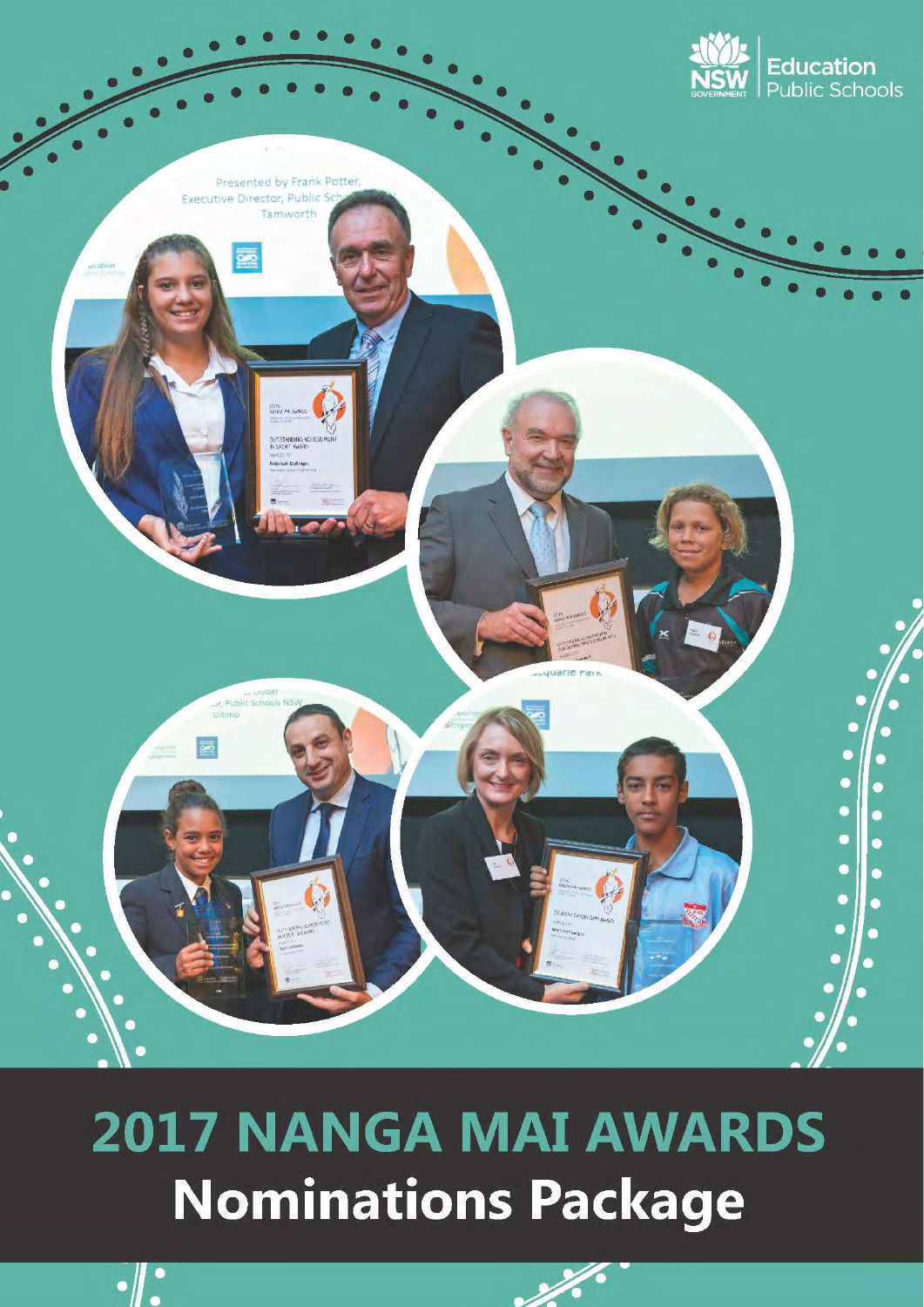NSW GOVERNMENT | Education Public Schools

# 2017 NANGA MAI AWARDS

## Nominations Package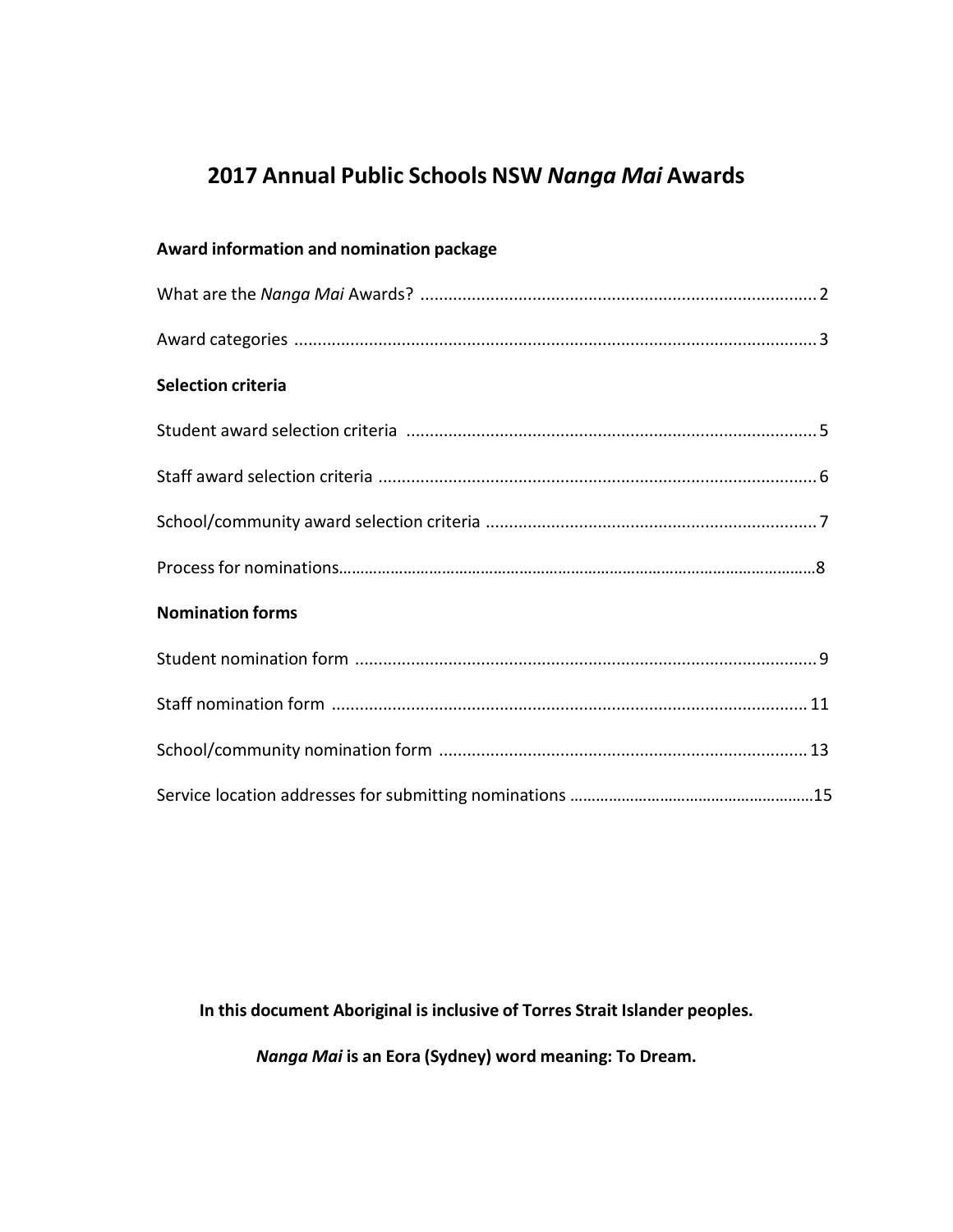# 2017 Annual Public Schools NSW *Nanga Mai* Awards

**Award information and nomination package**

What are the *Nanga Mai* Awards? .................................................................................... 2

Award categories ............................................................................................................... 3

**Selection criteria**

Student award selection criteria ....................................................................................... 5

Staff award selection criteria ............................................................................................. 6

School/community award selection criteria ...................................................................... 7

Process for nominations......................................................................................................8

**Nomination forms**

Student nomination form .................................................................................................. 9

Staff nomination form ..................................................................................................... 11

School/community nomination form .............................................................................. 13

Service location addresses for submitting nominations ..................................................15

**In this document Aboriginal is inclusive of Torres Strait Islander peoples.**

***Nanga Mai* is an Eora (Sydney) word meaning: To Dream.**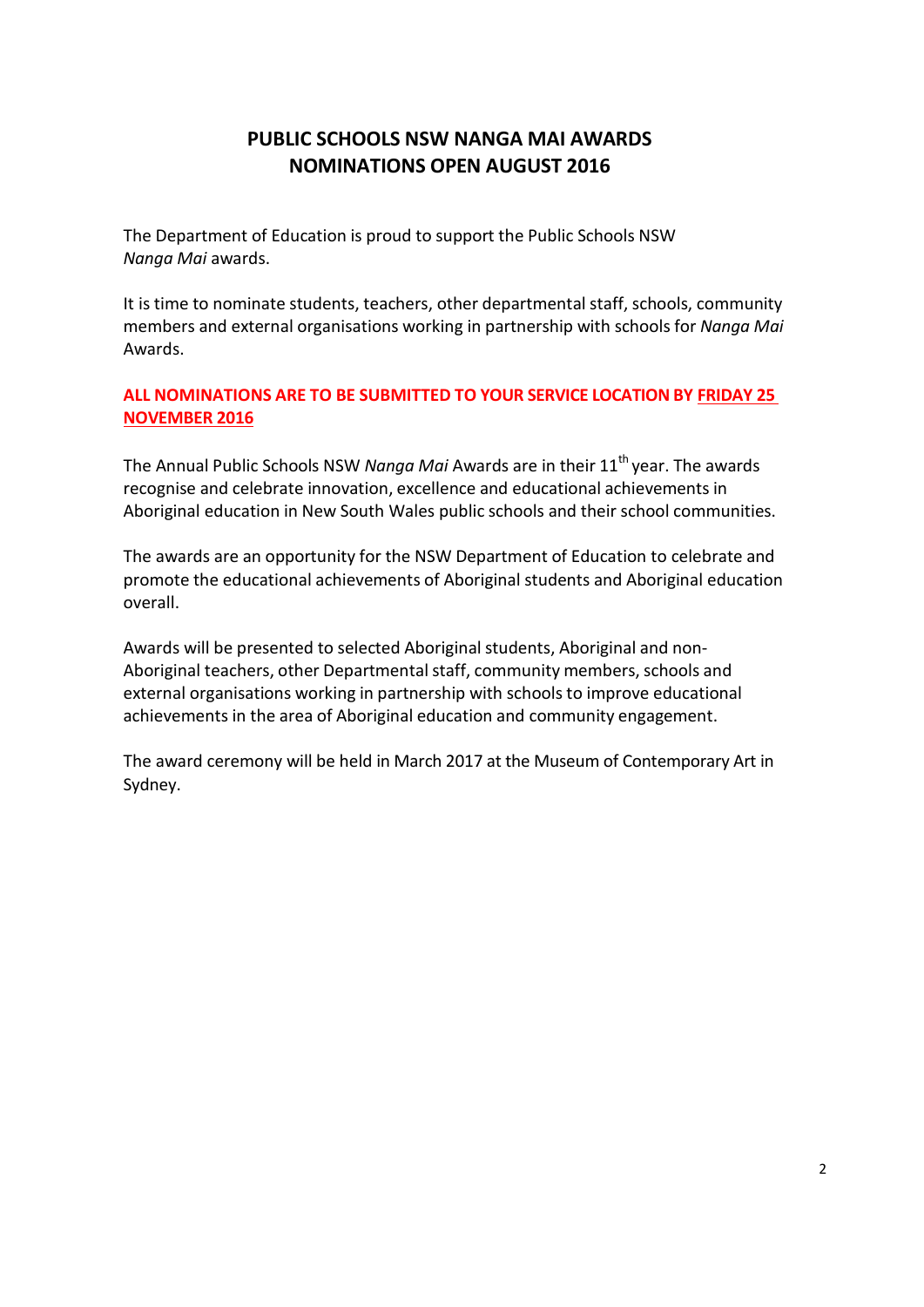# PUBLIC SCHOOLS NSW NANGA MAI AWARDS
# NOMINATIONS OPEN AUGUST 2016

The Department of Education is proud to support the Public Schools NSW *Nanga Mai* awards.

It is time to nominate students, teachers, other departmental staff, schools, community members and external organisations working in partnership with schools for *Nanga Mai* Awards.

**ALL NOMINATIONS ARE TO BE SUBMITTED TO YOUR SERVICE LOCATION BY FRIDAY 25 NOVEMBER 2016**

The Annual Public Schools NSW *Nanga Mai* Awards are in their 11th year. The awards recognise and celebrate innovation, excellence and educational achievements in Aboriginal education in New South Wales public schools and their school communities.

The awards are an opportunity for the NSW Department of Education to celebrate and promote the educational achievements of Aboriginal students and Aboriginal education overall.

Awards will be presented to selected Aboriginal students, Aboriginal and non-Aboriginal teachers, other Departmental staff, community members, schools and external organisations working in partnership with schools to improve educational achievements in the area of Aboriginal education and community engagement.

The award ceremony will be held in March 2017 at the Museum of Contemporary Art in Sydney.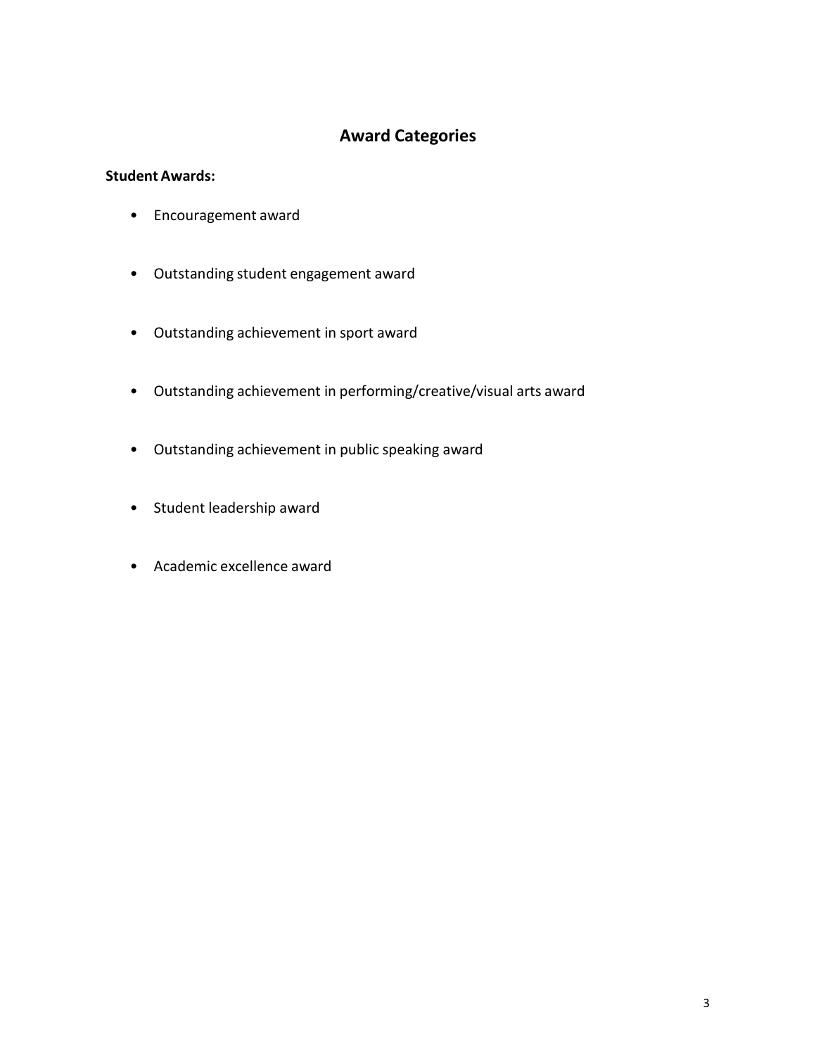## Award Categories

**Student Awards:**

- Encouragement award
- Outstanding student engagement award
- Outstanding achievement in sport award
- Outstanding achievement in performing/creative/visual arts award
- Outstanding achievement in public speaking award
- Student leadership award
- Academic excellence award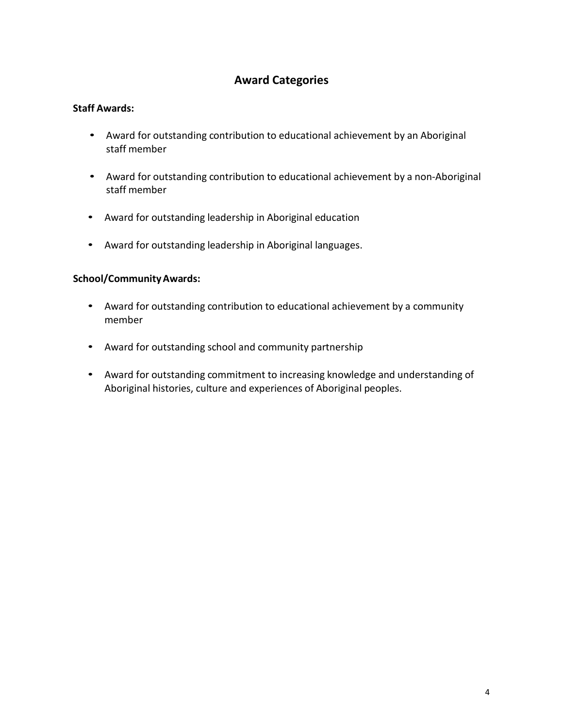# Award Categories

**Staff Awards:**

- Award for outstanding contribution to educational achievement by an Aboriginal staff member
- Award for outstanding contribution to educational achievement by a non-Aboriginal staff member
- Award for outstanding leadership in Aboriginal education
- Award for outstanding leadership in Aboriginal languages.

**School/Community Awards:**

- Award for outstanding contribution to educational achievement by a community member
- Award for outstanding school and community partnership
- Award for outstanding commitment to increasing knowledge and understanding of Aboriginal histories, culture and experiences of Aboriginal peoples.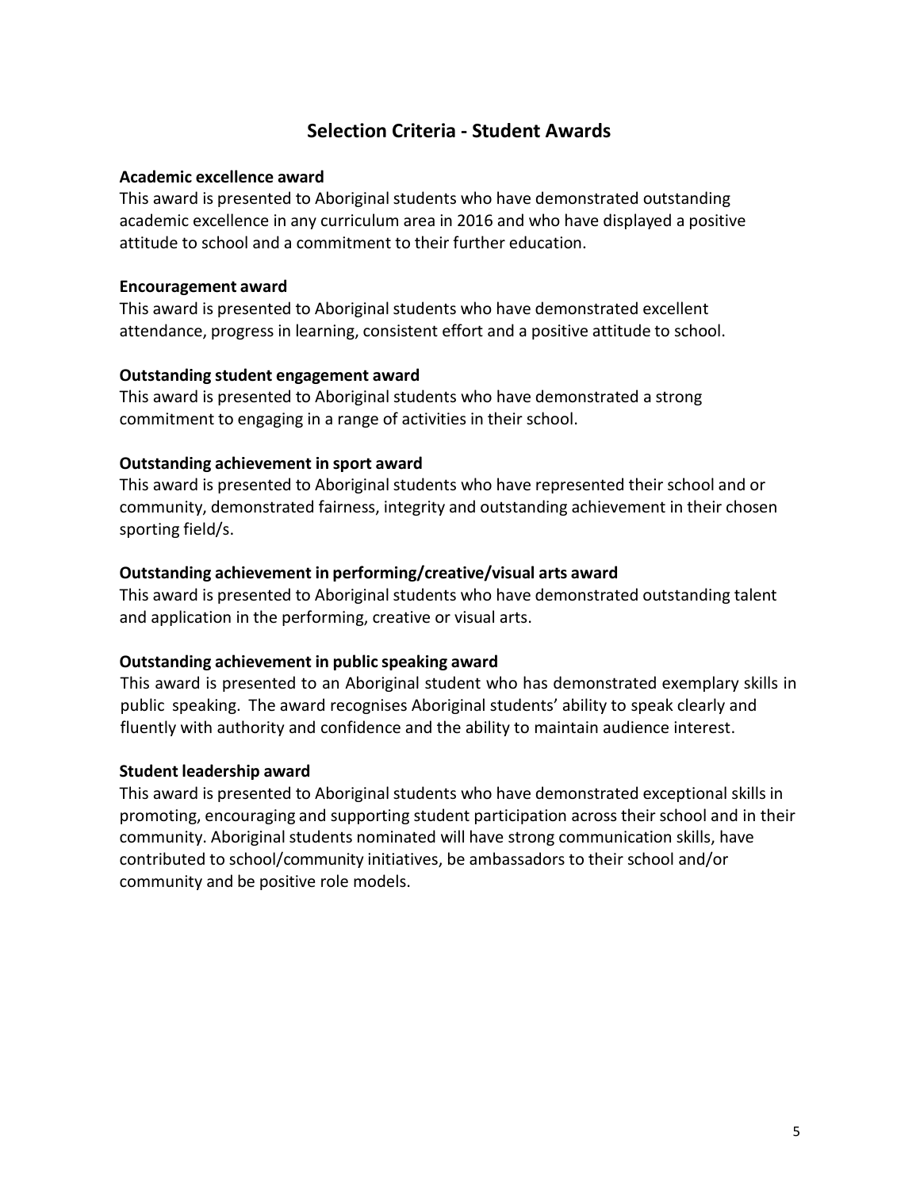## Selection Criteria - Student Awards

**Academic excellence award**

This award is presented to Aboriginal students who have demonstrated outstanding academic excellence in any curriculum area in 2016 and who have displayed a positive attitude to school and a commitment to their further education.

**Encouragement award**

This award is presented to Aboriginal students who have demonstrated excellent attendance, progress in learning, consistent effort and a positive attitude to school.

**Outstanding student engagement award**

This award is presented to Aboriginal students who have demonstrated a strong commitment to engaging in a range of activities in their school.

**Outstanding achievement in sport award**

This award is presented to Aboriginal students who have represented their school and or community, demonstrated fairness, integrity and outstanding achievement in their chosen sporting field/s.

**Outstanding achievement in performing/creative/visual arts award**

This award is presented to Aboriginal students who have demonstrated outstanding talent and application in the performing, creative or visual arts.

**Outstanding achievement in public speaking award**

This award is presented to an Aboriginal student who has demonstrated exemplary skills in public speaking. The award recognises Aboriginal students' ability to speak clearly and fluently with authority and confidence and the ability to maintain audience interest.

**Student leadership award**

This award is presented to Aboriginal students who have demonstrated exceptional skills in promoting, encouraging and supporting student participation across their school and in their community. Aboriginal students nominated will have strong communication skills, have contributed to school/community initiatives, be ambassadors to their school and/or community and be positive role models.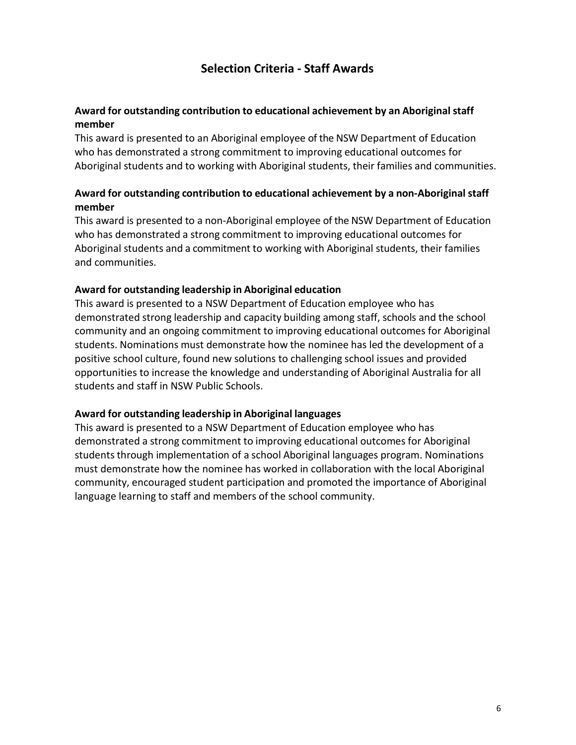## Selection Criteria - Staff Awards

**Award for outstanding contribution to educational achievement by an Aboriginal staff member**

This award is presented to an Aboriginal employee of the NSW Department of Education who has demonstrated a strong commitment to improving educational outcomes for Aboriginal students and to working with Aboriginal students, their families and communities.

**Award for outstanding contribution to educational achievement by a non-Aboriginal staff member**

This award is presented to a non-Aboriginal employee of the NSW Department of Education who has demonstrated a strong commitment to improving educational outcomes for Aboriginal students and a commitment to working with Aboriginal students, their families and communities.

**Award for outstanding leadership in Aboriginal education**

This award is presented to a NSW Department of Education employee who has demonstrated strong leadership and capacity building among staff, schools and the school community and an ongoing commitment to improving educational outcomes for Aboriginal students. Nominations must demonstrate how the nominee has led the development of a positive school culture, found new solutions to challenging school issues and provided opportunities to increase the knowledge and understanding of Aboriginal Australia for all students and staff in NSW Public Schools.

**Award for outstanding leadership in Aboriginal languages**

This award is presented to a NSW Department of Education employee who has demonstrated a strong commitment to improving educational outcomes for Aboriginal students through implementation of a school Aboriginal languages program. Nominations must demonstrate how the nominee has worked in collaboration with the local Aboriginal community, encouraged student participation and promoted the importance of Aboriginal language learning to staff and members of the school community.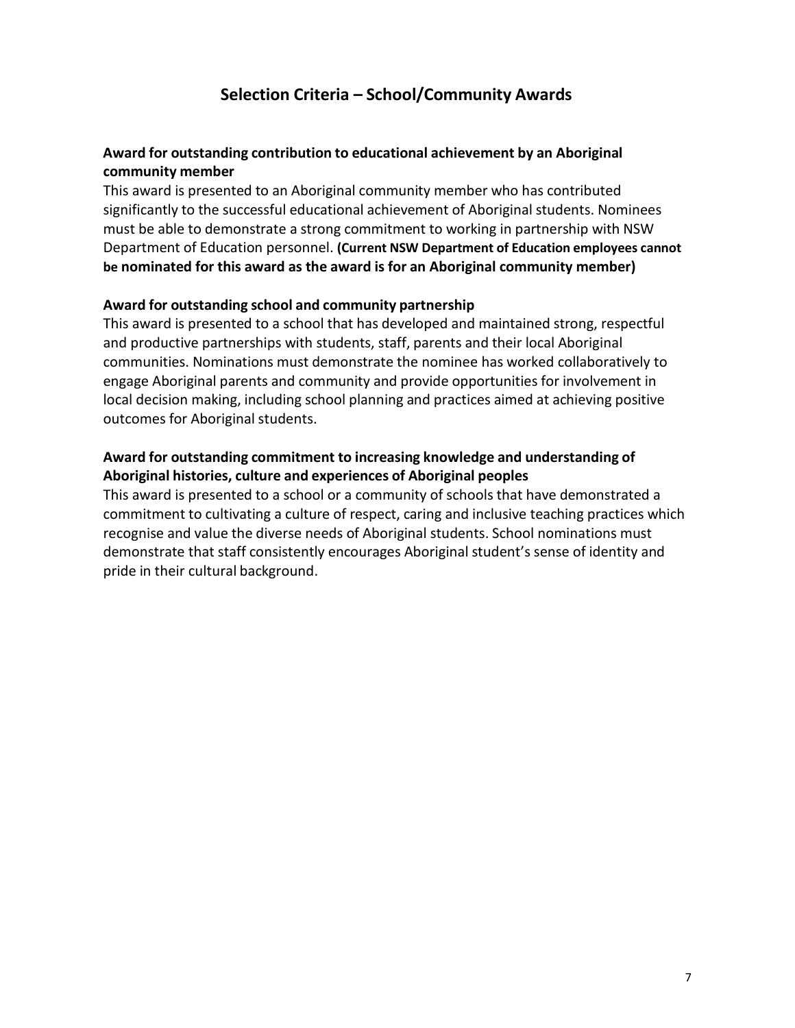## Selection Criteria – School/Community Awards

### Award for outstanding contribution to educational achievement by an Aboriginal community member

This award is presented to an Aboriginal community member who has contributed significantly to the successful educational achievement of Aboriginal students. Nominees must be able to demonstrate a strong commitment to working in partnership with NSW Department of Education personnel. **(Current NSW Department of Education employees cannot be nominated for this award as the award is for an Aboriginal community member)**

### Award for outstanding school and community partnership

This award is presented to a school that has developed and maintained strong, respectful and productive partnerships with students, staff, parents and their local Aboriginal communities. Nominations must demonstrate the nominee has worked collaboratively to engage Aboriginal parents and community and provide opportunities for involvement in local decision making, including school planning and practices aimed at achieving positive outcomes for Aboriginal students.

### Award for outstanding commitment to increasing knowledge and understanding of Aboriginal histories, culture and experiences of Aboriginal peoples

This award is presented to a school or a community of schools that have demonstrated a commitment to cultivating a culture of respect, caring and inclusive teaching practices which recognise and value the diverse needs of Aboriginal students. School nominations must demonstrate that staff consistently encourages Aboriginal student's sense of identity and pride in their cultural background.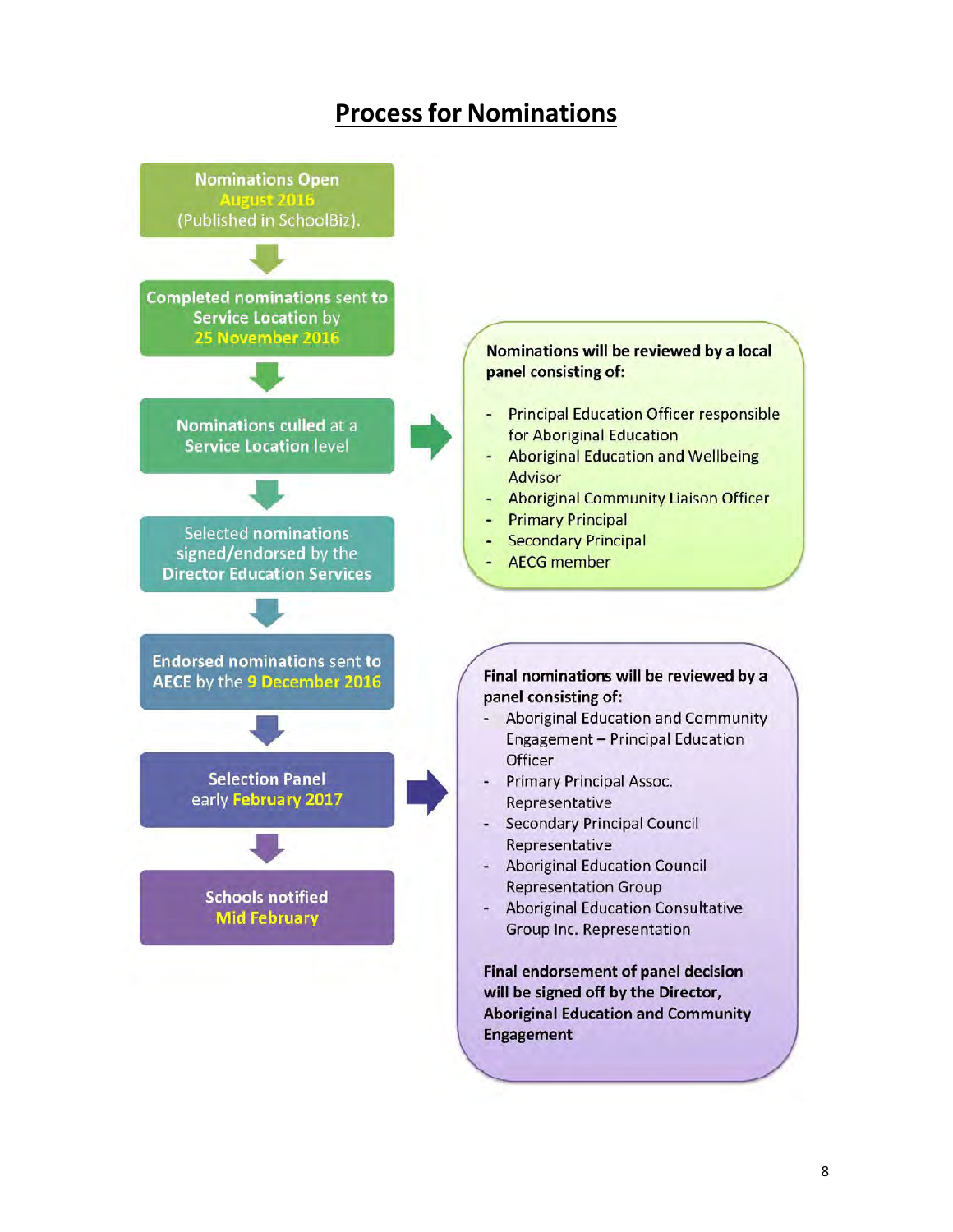# Process for Nominations

1. **Nominations Open** August 2016 (Published in SchoolBiz).
2. **Completed nominations sent to Service Location by 25 November 2016**
3. **Nominations culled at a Service Location level**
4. Selected **nominations signed/endorsed by the Director Education Services**
5. **Endorsed nominations sent to AECE by the 9 December 2016**
6. **Selection Panel** early **February 2017**
7. **Schools notified Mid February**

**Nominations will be reviewed by a local panel consisting of:**

- Principal Education Officer responsible for Aboriginal Education
- Aboriginal Education and Wellbeing Advisor
- Aboriginal Community Liaison Officer
- Primary Principal
- Secondary Principal
- AECG member

**Final nominations will be reviewed by a panel consisting of:**

- Aboriginal Education and Community Engagement – Principal Education Officer
- Primary Principal Assoc. Representative
- Secondary Principal Council Representative
- Aboriginal Education Council Representation Group
- Aboriginal Education Consultative Group Inc. Representation

**Final endorsement of panel decision will be signed off by the Director, Aboriginal Education and Community Engagement**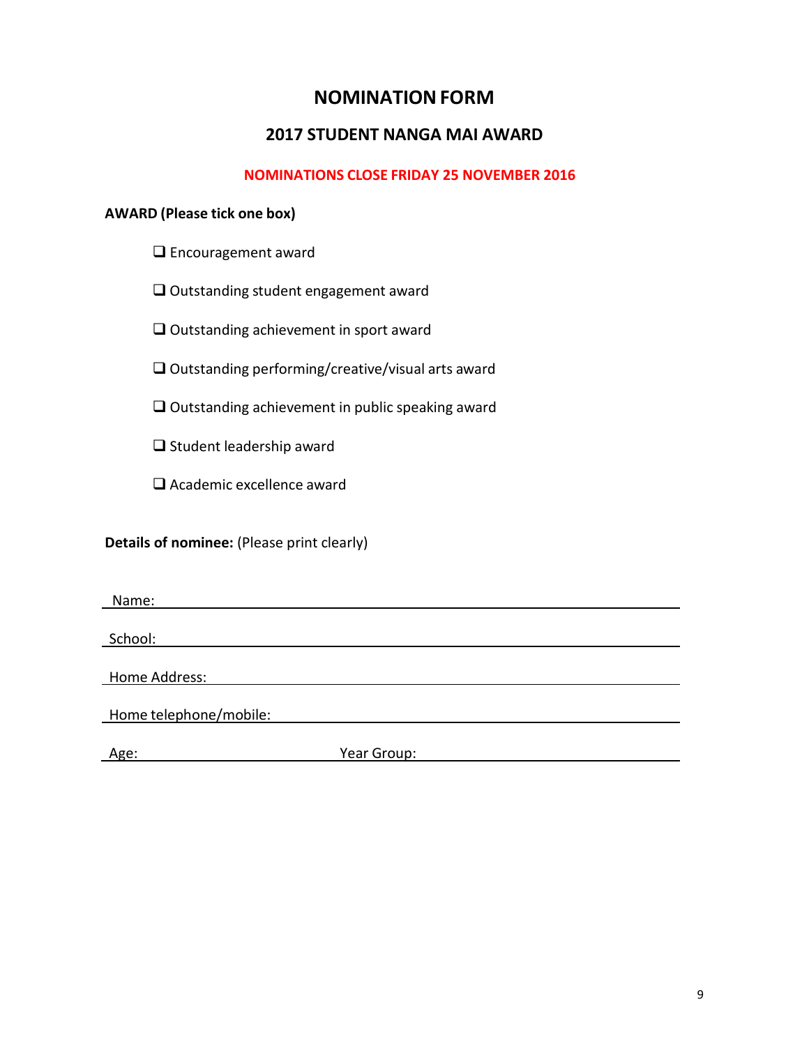# NOMINATION FORM

## 2017 STUDENT NANGA MAI AWARD

**NOMINATIONS CLOSE FRIDAY 25 NOVEMBER 2016**

**AWARD (Please tick one box)**

- ☐ Encouragement award
- ☐ Outstanding student engagement award
- ☐ Outstanding achievement in sport award
- ☐ Outstanding performing/creative/visual arts award
- ☐ Outstanding achievement in public speaking award
- ☐ Student leadership award
- ☐ Academic excellence award

**Details of nominee:** (Please print clearly)

Name: ______________________________________________

School: ______________________________________________

Home Address: ______________________________________________

Home telephone/mobile: ______________________________________________

Age: ____________________ Year Group: ____________________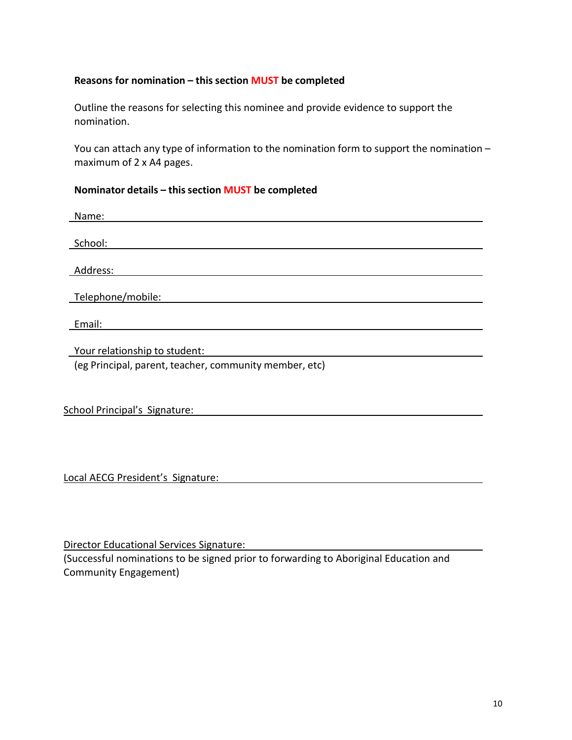**Reasons for nomination – this section MUST be completed**

Outline the reasons for selecting this nominee and provide evidence to support the nomination.

You can attach any type of information to the nomination form to support the nomination – maximum of 2 x A4 pages.

**Nominator details – this section MUST be completed**

Name: ______________________________________________

School: ______________________________________________

Address: ______________________________________________

Telephone/mobile: ______________________________________________

Email: ______________________________________________

Your relationship to student: ______________________________________________
(eg Principal, parent, teacher, community member, etc)

School Principal's Signature: ______________________________________________

Local AECG President's Signature: ______________________________________________

Director Educational Services Signature: ______________________________________________
(Successful nominations to be signed prior to forwarding to Aboriginal Education and Community Engagement)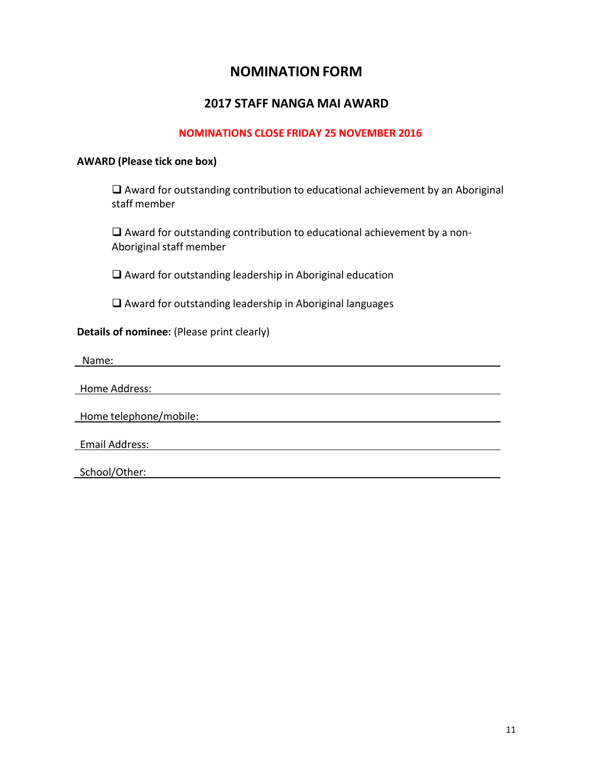# NOMINATION FORM

## 2017 STAFF NANGA MAI AWARD

**NOMINATIONS CLOSE FRIDAY 25 NOVEMBER 2016**

**AWARD (Please tick one box)**

- ❑ Award for outstanding contribution to educational achievement by an Aboriginal staff member
- ❑ Award for outstanding contribution to educational achievement by a non-Aboriginal staff member
- ❑ Award for outstanding leadership in Aboriginal education
- ❑ Award for outstanding leadership in Aboriginal languages

**Details of nominee:** (Please print clearly)

Name: \_\_\_\_\_\_\_\_\_\_\_\_\_\_\_\_\_\_\_\_\_\_\_\_\_\_\_\_\_\_\_\_\_\_\_\_\_\_\_\_

Home Address: \_\_\_\_\_\_\_\_\_\_\_\_\_\_\_\_\_\_\_\_\_\_\_\_\_\_\_\_\_\_\_\_\_\_\_\_\_\_\_\_

Home telephone/mobile: \_\_\_\_\_\_\_\_\_\_\_\_\_\_\_\_\_\_\_\_\_\_\_\_\_\_\_\_\_\_\_\_\_\_\_\_\_\_\_\_

Email Address: \_\_\_\_\_\_\_\_\_\_\_\_\_\_\_\_\_\_\_\_\_\_\_\_\_\_\_\_\_\_\_\_\_\_\_\_\_\_\_\_

School/Other: \_\_\_\_\_\_\_\_\_\_\_\_\_\_\_\_\_\_\_\_\_\_\_\_\_\_\_\_\_\_\_\_\_\_\_\_\_\_\_\_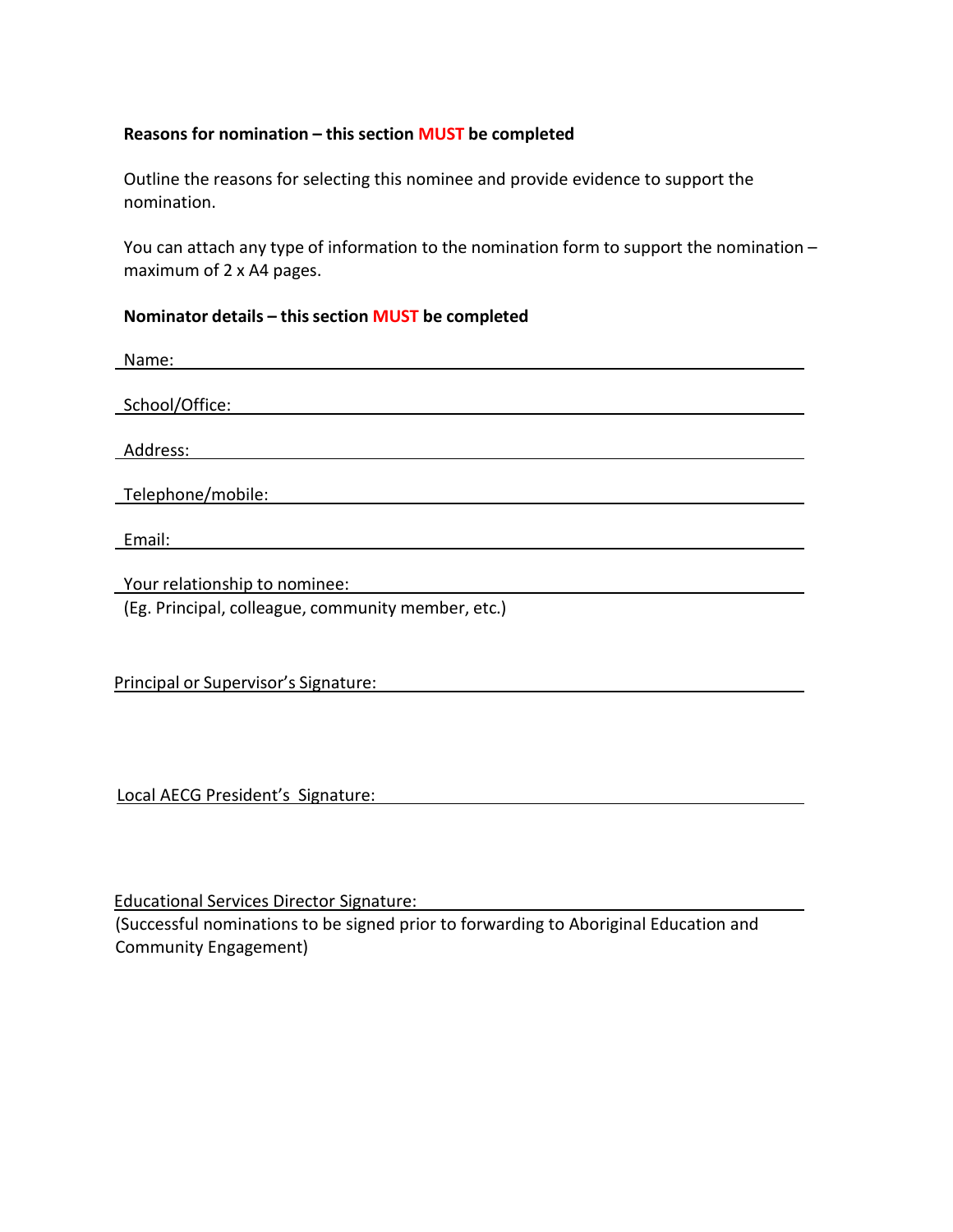**Reasons for nomination – this section MUST be completed**

Outline the reasons for selecting this nominee and provide evidence to support the nomination.

You can attach any type of information to the nomination form to support the nomination – maximum of 2 x A4 pages.

**Nominator details – this section MUST be completed**

Name: ________________________________________________

School/Office: ________________________________________________

Address: ________________________________________________

Telephone/mobile: ________________________________________________

Email: ________________________________________________

Your relationship to nominee: ________________________________________________
(Eg. Principal, colleague, community member, etc.)

Principal or Supervisor's Signature: ________________________________________________

Local AECG President's Signature: ________________________________________________

Educational Services Director Signature: ________________________________________________
(Successful nominations to be signed prior to forwarding to Aboriginal Education and Community Engagement)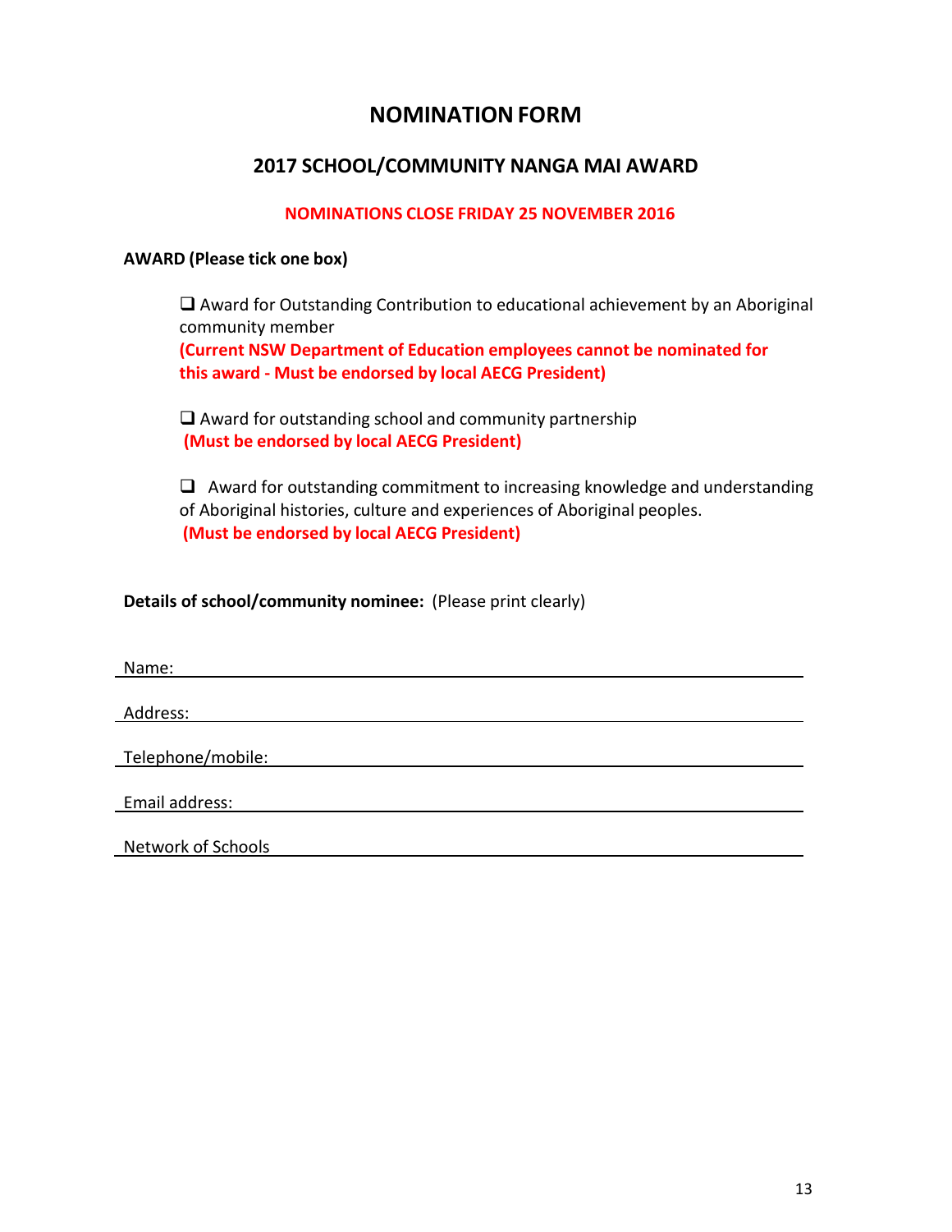# NOMINATION FORM

## 2017 SCHOOL/COMMUNITY NANGA MAI AWARD

**NOMINATIONS CLOSE FRIDAY 25 NOVEMBER 2016**

**AWARD (Please tick one box)**

- ❑ Award for Outstanding Contribution to educational achievement by an Aboriginal community member
  **(Current NSW Department of Education employees cannot be nominated for this award - Must be endorsed by local AECG President)**

- ❑ Award for outstanding school and community partnership
  **(Must be endorsed by local AECG President)**

- ❑ Award for outstanding commitment to increasing knowledge and understanding of Aboriginal histories, culture and experiences of Aboriginal peoples.
  **(Must be endorsed by local AECG President)**

**Details of school/community nominee:** (Please print clearly)

Name: ______________________________

Address: ______________________________

Telephone/mobile: ______________________________

Email address: ______________________________

Network of Schools ______________________________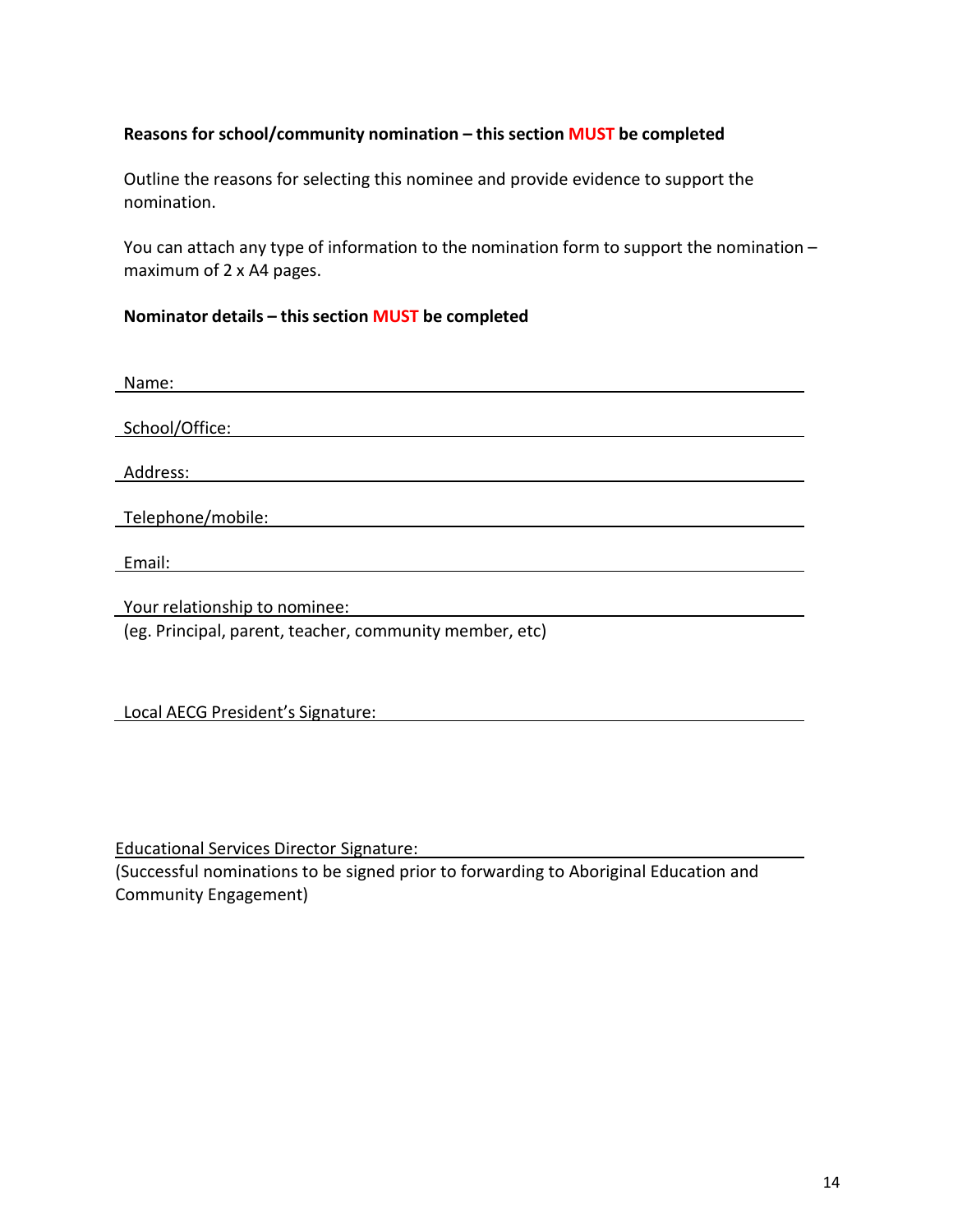**Reasons for school/community nomination – this section MUST be completed**

Outline the reasons for selecting this nominee and provide evidence to support the nomination.

You can attach any type of information to the nomination form to support the nomination – maximum of 2 x A4 pages.

**Nominator details – this section MUST be completed**

Name: ______________________________________________________________

School/Office: ______________________________________________________________

Address: ______________________________________________________________

Telephone/mobile: ______________________________________________________________

Email: ______________________________________________________________

Your relationship to nominee: ______________________________________________________________
(eg. Principal, parent, teacher, community member, etc)

Local AECG President's Signature: ______________________________________________________________

Educational Services Director Signature: ______________________________________________________________
(Successful nominations to be signed prior to forwarding to Aboriginal Education and Community Engagement)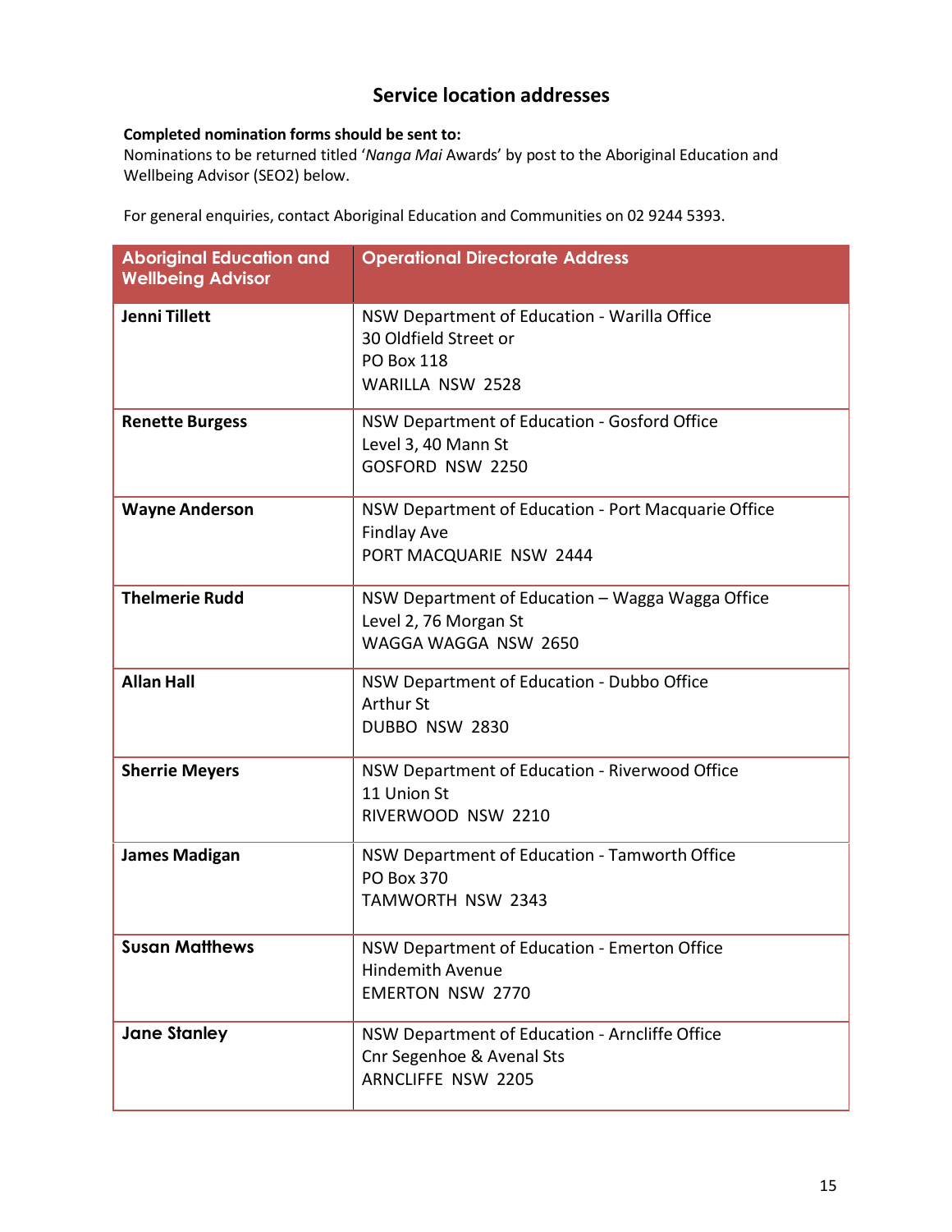## Service location addresses

**Completed nomination forms should be sent to:**
Nominations to be returned titled '*Nanga Mai* Awards' by post to the Aboriginal Education and Wellbeing Advisor (SEO2) below.

For general enquiries, contact Aboriginal Education and Communities on 02 9244 5393.

| Aboriginal Education and Wellbeing Advisor | Operational Directorate Address |
|---|---|
| **Jenni Tillett** | NSW Department of Education - Warilla Office<br>30 Oldfield Street or<br>PO Box 118<br>WARILLA NSW 2528 |
| **Renette Burgess** | NSW Department of Education - Gosford Office<br>Level 3, 40 Mann St<br>GOSFORD NSW 2250 |
| **Wayne Anderson** | NSW Department of Education - Port Macquarie Office<br>Findlay Ave<br>PORT MACQUARIE NSW 2444 |
| **Thelmerie Rudd** | NSW Department of Education – Wagga Wagga Office<br>Level 2, 76 Morgan St<br>WAGGA WAGGA NSW 2650 |
| **Allan Hall** | NSW Department of Education - Dubbo Office<br>Arthur St<br>DUBBO NSW 2830 |
| **Sherrie Meyers** | NSW Department of Education - Riverwood Office<br>11 Union St<br>RIVERWOOD NSW 2210 |
| **James Madigan** | NSW Department of Education - Tamworth Office<br>PO Box 370<br>TAMWORTH NSW 2343 |
| **Susan Matthews** | NSW Department of Education - Emerton Office<br>Hindemith Avenue<br>EMERTON NSW 2770 |
| **Jane Stanley** | NSW Department of Education - Arncliffe Office<br>Cnr Segenhoe & Avenal Sts<br>ARNCLIFFE NSW 2205 |